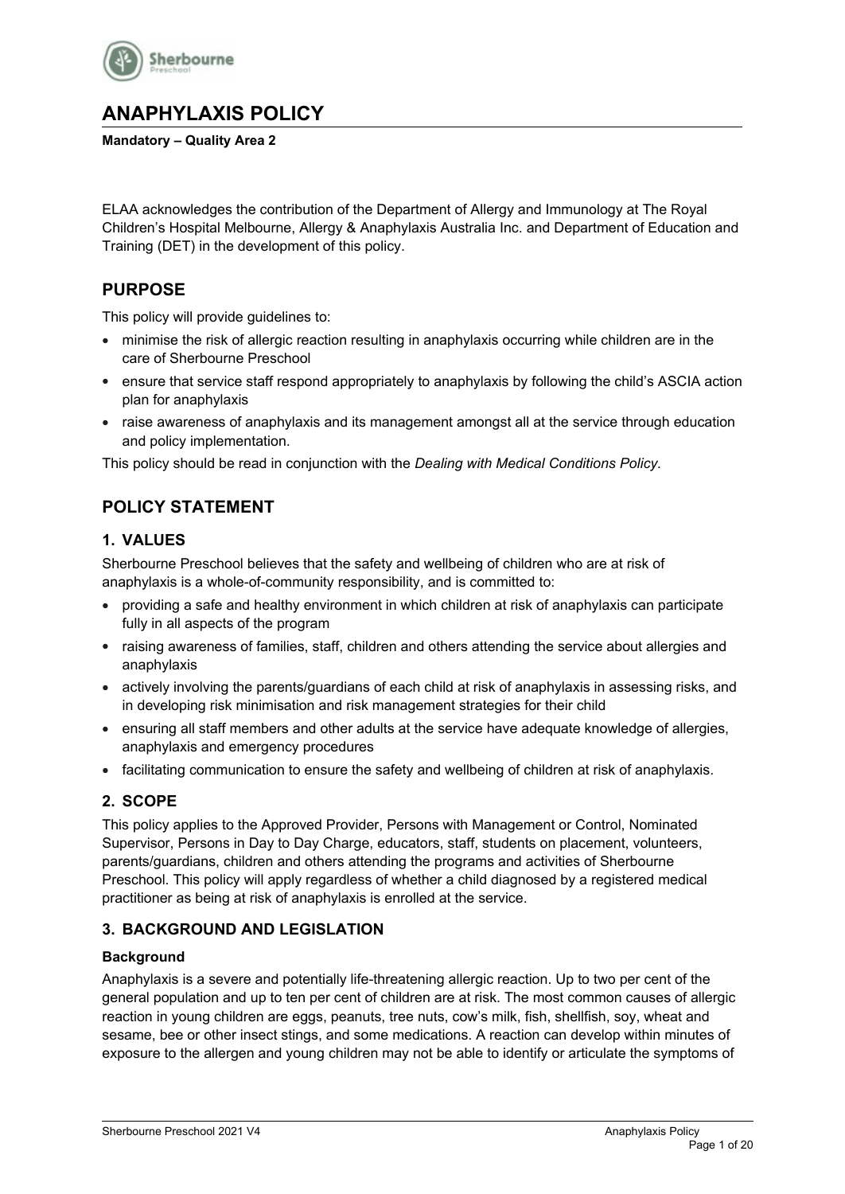# ANAPHYLAXIS POLICY

**Mandatory – Quality Area 2**

ELAA acknowledges the contribution of the Department of Allergy and Immunology at The Royal Children's Hospital Melbourne, Allergy & Anaphylaxis Australia Inc. and Department of Education and Training (DET) in the development of this policy.

## PURPOSE

This policy will provide guidelines to:

- minimise the risk of allergic reaction resulting in anaphylaxis occurring while children are in the care of Sherbourne Preschool
- ensure that service staff respond appropriately to anaphylaxis by following the child's ASCIA action plan for anaphylaxis
- raise awareness of anaphylaxis and its management amongst all at the service through education and policy implementation.

This policy should be read in conjunction with the *Dealing with Medical Conditions Policy.*

## POLICY STATEMENT

### 1. VALUES

Sherbourne Preschool believes that the safety and wellbeing of children who are at risk of anaphylaxis is a whole-of-community responsibility, and is committed to:

- providing a safe and healthy environment in which children at risk of anaphylaxis can participate fully in all aspects of the program
- raising awareness of families, staff, children and others attending the service about allergies and anaphylaxis
- actively involving the parents/guardians of each child at risk of anaphylaxis in assessing risks, and in developing risk minimisation and risk management strategies for their child
- ensuring all staff members and other adults at the service have adequate knowledge of allergies, anaphylaxis and emergency procedures
- facilitating communication to ensure the safety and wellbeing of children at risk of anaphylaxis.

### 2. SCOPE

This policy applies to the Approved Provider, Persons with Management or Control, Nominated Supervisor, Persons in Day to Day Charge, educators, staff, students on placement, volunteers, parents/guardians, children and others attending the programs and activities of Sherbourne Preschool. This policy will apply regardless of whether a child diagnosed by a registered medical practitioner as being at risk of anaphylaxis is enrolled at the service.

### 3. BACKGROUND AND LEGISLATION

**Background**

Anaphylaxis is a severe and potentially life-threatening allergic reaction. Up to two per cent of the general population and up to ten per cent of children are at risk. The most common causes of allergic reaction in young children are eggs, peanuts, tree nuts, cow's milk, fish, shellfish, soy, wheat and sesame, bee or other insect stings, and some medications. A reaction can develop within minutes of exposure to the allergen and young children may not be able to identify or articulate the symptoms of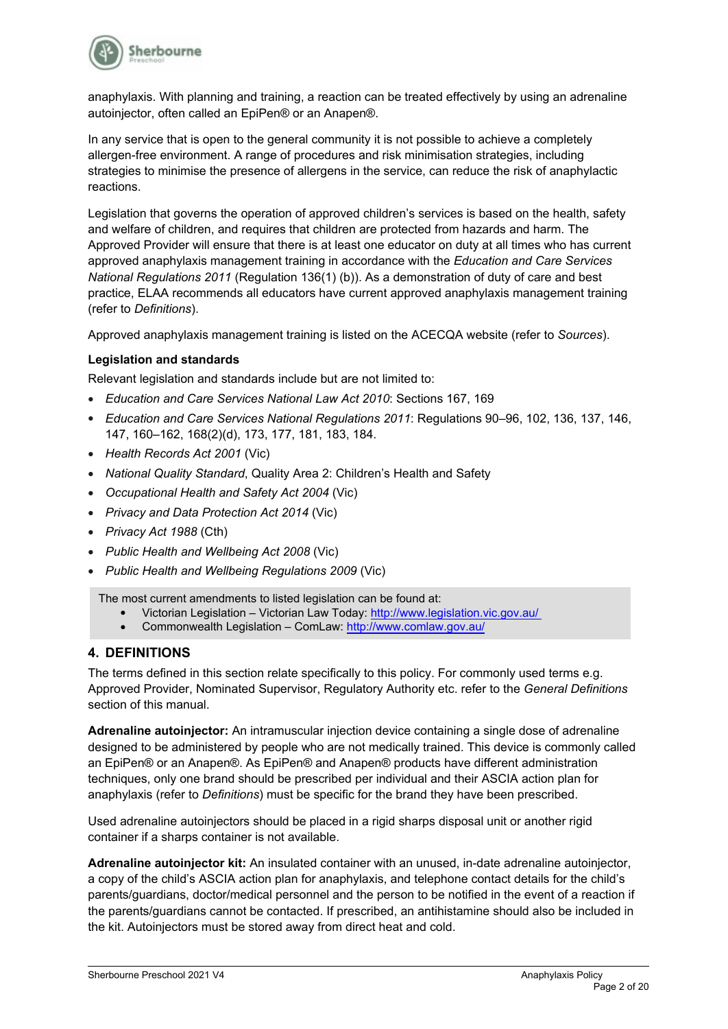anaphylaxis. With planning and training, a reaction can be treated effectively by using an adrenaline autoinjector, often called an EpiPen® or an Anapen®.

In any service that is open to the general community it is not possible to achieve a completely allergen-free environment. A range of procedures and risk minimisation strategies, including strategies to minimise the presence of allergens in the service, can reduce the risk of anaphylactic reactions.

Legislation that governs the operation of approved children's services is based on the health, safety and welfare of children, and requires that children are protected from hazards and harm. The Approved Provider will ensure that there is at least one educator on duty at all times who has current approved anaphylaxis management training in accordance with the *Education and Care Services National Regulations 2011* (Regulation 136(1) (b)). As a demonstration of duty of care and best practice, ELAA recommends all educators have current approved anaphylaxis management training (refer to *Definitions*).

Approved anaphylaxis management training is listed on the ACECQA website (refer to *Sources*).

**Legislation and standards**

Relevant legislation and standards include but are not limited to:

- *Education and Care Services National Law Act 2010*: Sections 167, 169
- *Education and Care Services National Regulations 2011*: Regulations 90–96, 102, 136, 137, 146, 147, 160–162, 168(2)(d), 173, 177, 181, 183, 184.
- *Health Records Act 2001* (Vic)
- *National Quality Standard*, Quality Area 2: Children's Health and Safety
- *Occupational Health and Safety Act 2004* (Vic)
- *Privacy and Data Protection Act 2014* (Vic)
- *Privacy Act 1988* (Cth)
- *Public Health and Wellbeing Act 2008* (Vic)
- *Public Health and Wellbeing Regulations 2009* (Vic)

The most current amendments to listed legislation can be found at:

- Victorian Legislation – Victorian Law Today: http://www.legislation.vic.gov.au/
- Commonwealth Legislation – ComLaw: http://www.comlaw.gov.au/

## 4. DEFINITIONS

The terms defined in this section relate specifically to this policy. For commonly used terms e.g. Approved Provider, Nominated Supervisor, Regulatory Authority etc. refer to the *General Definitions* section of this manual.

**Adrenaline autoinjector:** An intramuscular injection device containing a single dose of adrenaline designed to be administered by people who are not medically trained. This device is commonly called an EpiPen® or an Anapen®. As EpiPen® and Anapen® products have different administration techniques, only one brand should be prescribed per individual and their ASCIA action plan for anaphylaxis (refer to *Definitions*) must be specific for the brand they have been prescribed.

Used adrenaline autoinjectors should be placed in a rigid sharps disposal unit or another rigid container if a sharps container is not available.

**Adrenaline autoinjector kit:** An insulated container with an unused, in-date adrenaline autoinjector, a copy of the child's ASCIA action plan for anaphylaxis, and telephone contact details for the child's parents/guardians, doctor/medical personnel and the person to be notified in the event of a reaction if the parents/guardians cannot be contacted. If prescribed, an antihistamine should also be included in the kit. Autoinjectors must be stored away from direct heat and cold.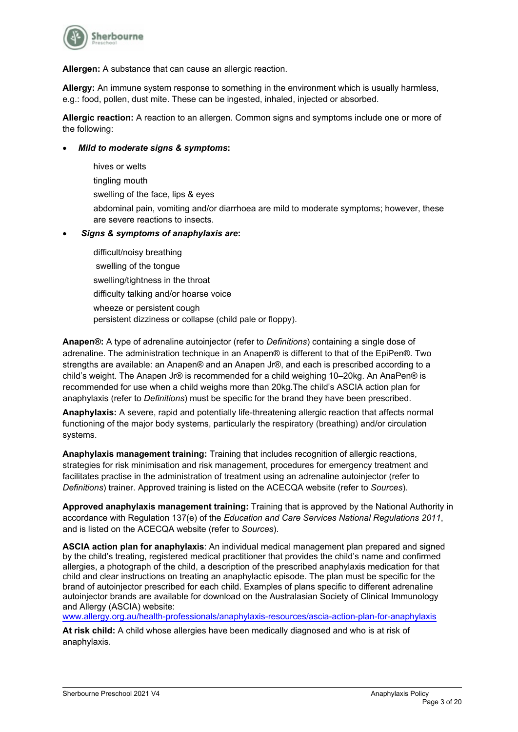**Allergen:** A substance that can cause an allergic reaction.

**Allergy:** An immune system response to something in the environment which is usually harmless, e.g.: food, pollen, dust mite. These can be ingested, inhaled, injected or absorbed.

**Allergic reaction:** A reaction to an allergen. Common signs and symptoms include one or more of the following:

- ***Mild to moderate signs & symptoms*:**

  hives or welts
  tingling mouth
  swelling of the face, lips & eyes
  abdominal pain, vomiting and/or diarrhoea are mild to moderate symptoms; however, these are severe reactions to insects.

- ***Signs & symptoms of anaphylaxis are*:**

  difficult/noisy breathing
  swelling of the tongue
  swelling/tightness in the throat
  difficulty talking and/or hoarse voice
  wheeze or persistent cough
  persistent dizziness or collapse (child pale or floppy).

**Anapen®:** A type of adrenaline autoinjector (refer to *Definitions*) containing a single dose of adrenaline. The administration technique in an Anapen® is different to that of the EpiPen®. Two strengths are available: an Anapen® and an Anapen Jr®, and each is prescribed according to a child's weight. The Anapen Jr® is recommended for a child weighing 10–20kg. An AnaPen® is recommended for use when a child weighs more than 20kg.The child's ASCIA action plan for anaphylaxis (refer to *Definitions*) must be specific for the brand they have been prescribed.

**Anaphylaxis:** A severe, rapid and potentially life-threatening allergic reaction that affects normal functioning of the major body systems, particularly the respiratory (breathing) and/or circulation systems.

**Anaphylaxis management training:** Training that includes recognition of allergic reactions, strategies for risk minimisation and risk management, procedures for emergency treatment and facilitates practise in the administration of treatment using an adrenaline autoinjector (refer to *Definitions*) trainer. Approved training is listed on the ACECQA website (refer to *Sources*).

**Approved anaphylaxis management training:** Training that is approved by the National Authority in accordance with Regulation 137(e) of the *Education and Care Services National Regulations 2011*, and is listed on the ACECQA website (refer to *Sources*).

**ASCIA action plan for anaphylaxis**: An individual medical management plan prepared and signed by the child's treating, registered medical practitioner that provides the child's name and confirmed allergies, a photograph of the child, a description of the prescribed anaphylaxis medication for that child and clear instructions on treating an anaphylactic episode. The plan must be specific for the brand of autoinjector prescribed for each child. Examples of plans specific to different adrenaline autoinjector brands are available for download on the Australasian Society of Clinical Immunology and Allergy (ASCIA) website: [www.allergy.org.au/health-professionals/anaphylaxis-resources/ascia-action-plan-for-anaphylaxis](www.allergy.org.au/health-professionals/anaphylaxis-resources/ascia-action-plan-for-anaphylaxis)

**At risk child:** A child whose allergies have been medically diagnosed and who is at risk of anaphylaxis.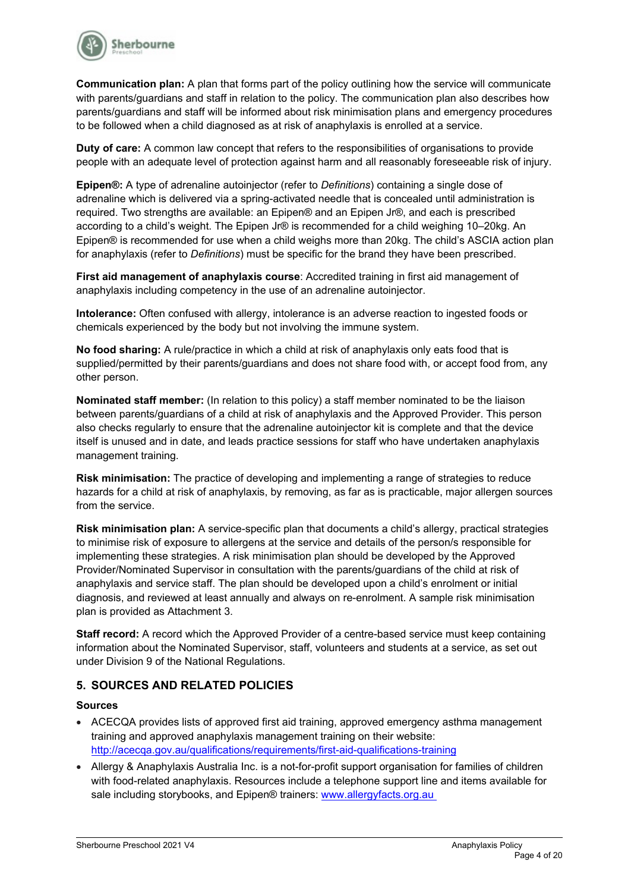**Communication plan:** A plan that forms part of the policy outlining how the service will communicate with parents/guardians and staff in relation to the policy. The communication plan also describes how parents/guardians and staff will be informed about risk minimisation plans and emergency procedures to be followed when a child diagnosed as at risk of anaphylaxis is enrolled at a service.

**Duty of care:** A common law concept that refers to the responsibilities of organisations to provide people with an adequate level of protection against harm and all reasonably foreseeable risk of injury.

**Epipen®:** A type of adrenaline autoinjector (refer to *Definitions*) containing a single dose of adrenaline which is delivered via a spring-activated needle that is concealed until administration is required. Two strengths are available: an Epipen® and an Epipen Jr®, and each is prescribed according to a child's weight. The Epipen Jr® is recommended for a child weighing 10–20kg. An Epipen® is recommended for use when a child weighs more than 20kg. The child's ASCIA action plan for anaphylaxis (refer to *Definitions*) must be specific for the brand they have been prescribed.

**First aid management of anaphylaxis course**: Accredited training in first aid management of anaphylaxis including competency in the use of an adrenaline autoinjector.

**Intolerance:** Often confused with allergy, intolerance is an adverse reaction to ingested foods or chemicals experienced by the body but not involving the immune system.

**No food sharing:** A rule/practice in which a child at risk of anaphylaxis only eats food that is supplied/permitted by their parents/guardians and does not share food with, or accept food from, any other person.

**Nominated staff member:** (In relation to this policy) a staff member nominated to be the liaison between parents/guardians of a child at risk of anaphylaxis and the Approved Provider. This person also checks regularly to ensure that the adrenaline autoinjector kit is complete and that the device itself is unused and in date, and leads practice sessions for staff who have undertaken anaphylaxis management training.

**Risk minimisation:** The practice of developing and implementing a range of strategies to reduce hazards for a child at risk of anaphylaxis, by removing, as far as is practicable, major allergen sources from the service.

**Risk minimisation plan:** A service-specific plan that documents a child's allergy, practical strategies to minimise risk of exposure to allergens at the service and details of the person/s responsible for implementing these strategies. A risk minimisation plan should be developed by the Approved Provider/Nominated Supervisor in consultation with the parents/guardians of the child at risk of anaphylaxis and service staff. The plan should be developed upon a child's enrolment or initial diagnosis, and reviewed at least annually and always on re-enrolment. A sample risk minimisation plan is provided as Attachment 3.

**Staff record:** A record which the Approved Provider of a centre-based service must keep containing information about the Nominated Supervisor, staff, volunteers and students at a service, as set out under Division 9 of the National Regulations.

## 5. SOURCES AND RELATED POLICIES

### Sources

- ACECQA provides lists of approved first aid training, approved emergency asthma management training and approved anaphylaxis management training on their website: http://acecqa.gov.au/qualifications/requirements/first-aid-qualifications-training
- Allergy & Anaphylaxis Australia Inc. is a not-for-profit support organisation for families of children with food-related anaphylaxis. Resources include a telephone support line and items available for sale including storybooks, and Epipen® trainers: www.allergyfacts.org.au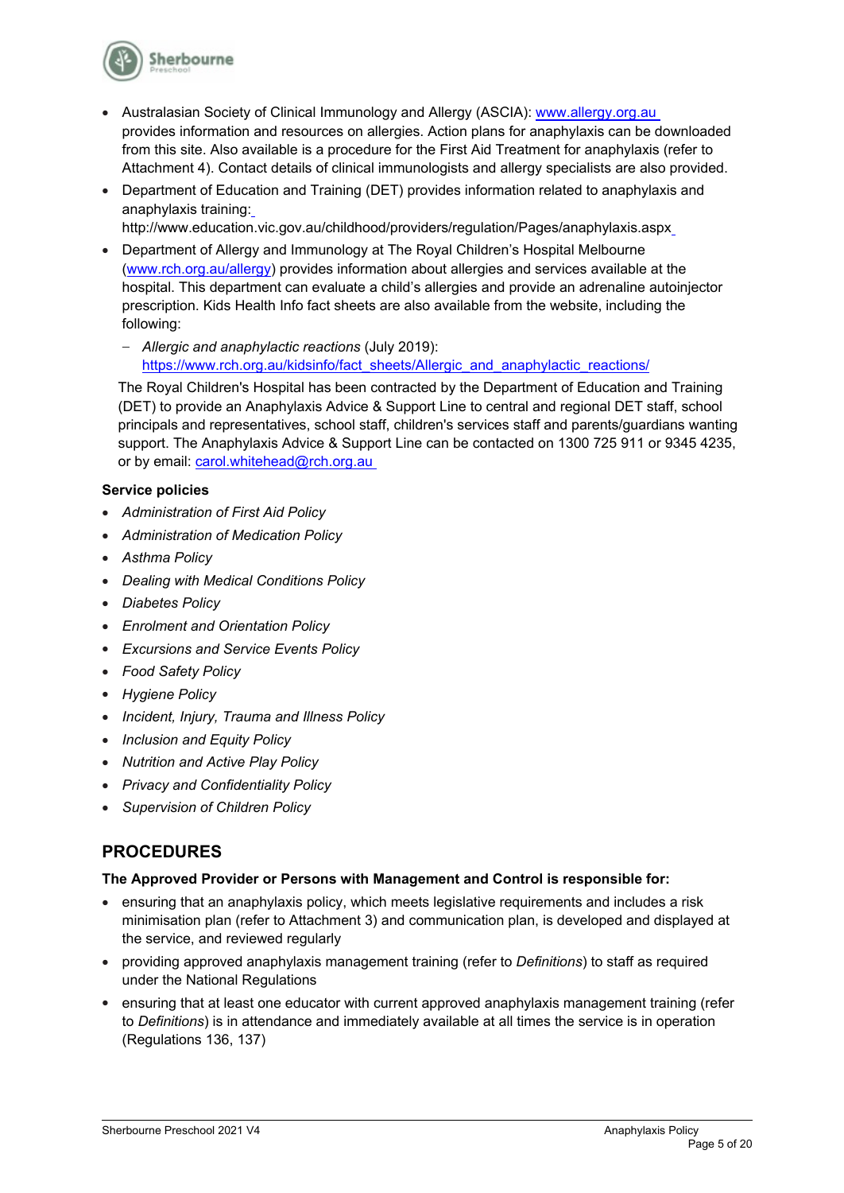- Australasian Society of Clinical Immunology and Allergy (ASCIA): [www.allergy.org.au](http://www.allergy.org.au) provides information and resources on allergies. Action plans for anaphylaxis can be downloaded from this site. Also available is a procedure for the First Aid Treatment for anaphylaxis (refer to Attachment 4). Contact details of clinical immunologists and allergy specialists are also provided.
- Department of Education and Training (DET) provides information related to anaphylaxis and anaphylaxis training: http://www.education.vic.gov.au/childhood/providers/regulation/Pages/anaphylaxis.aspx
- Department of Allergy and Immunology at The Royal Children's Hospital Melbourne ([www.rch.org.au/allergy](http://www.rch.org.au/allergy)) provides information about allergies and services available at the hospital. This department can evaluate a child's allergies and provide an adrenaline autoinjector prescription. Kids Health Info fact sheets are also available from the website, including the following:
  - *Allergic and anaphylactic reactions* (July 2019): [https://www.rch.org.au/kidsinfo/fact_sheets/Allergic_and_anaphylactic_reactions/](https://www.rch.org.au/kidsinfo/fact_sheets/Allergic_and_anaphylactic_reactions/)

  The Royal Children's Hospital has been contracted by the Department of Education and Training (DET) to provide an Anaphylaxis Advice & Support Line to central and regional DET staff, school principals and representatives, school staff, children's services staff and parents/guardians wanting support. The Anaphylaxis Advice & Support Line can be contacted on 1300 725 911 or 9345 4235, or by email: [carol.whitehead@rch.org.au](mailto:carol.whitehead@rch.org.au)

**Service policies**

- *Administration of First Aid Policy*
- *Administration of Medication Policy*
- *Asthma Policy*
- *Dealing with Medical Conditions Policy*
- *Diabetes Policy*
- *Enrolment and Orientation Policy*
- *Excursions and Service Events Policy*
- *Food Safety Policy*
- *Hygiene Policy*
- *Incident, Injury, Trauma and Illness Policy*
- *Inclusion and Equity Policy*
- *Nutrition and Active Play Policy*
- *Privacy and Confidentiality Policy*
- *Supervision of Children Policy*

## PROCEDURES

**The Approved Provider or Persons with Management and Control is responsible for:**

- ensuring that an anaphylaxis policy, which meets legislative requirements and includes a risk minimisation plan (refer to Attachment 3) and communication plan, is developed and displayed at the service, and reviewed regularly
- providing approved anaphylaxis management training (refer to *Definitions*) to staff as required under the National Regulations
- ensuring that at least one educator with current approved anaphylaxis management training (refer to *Definitions*) is in attendance and immediately available at all times the service is in operation (Regulations 136, 137)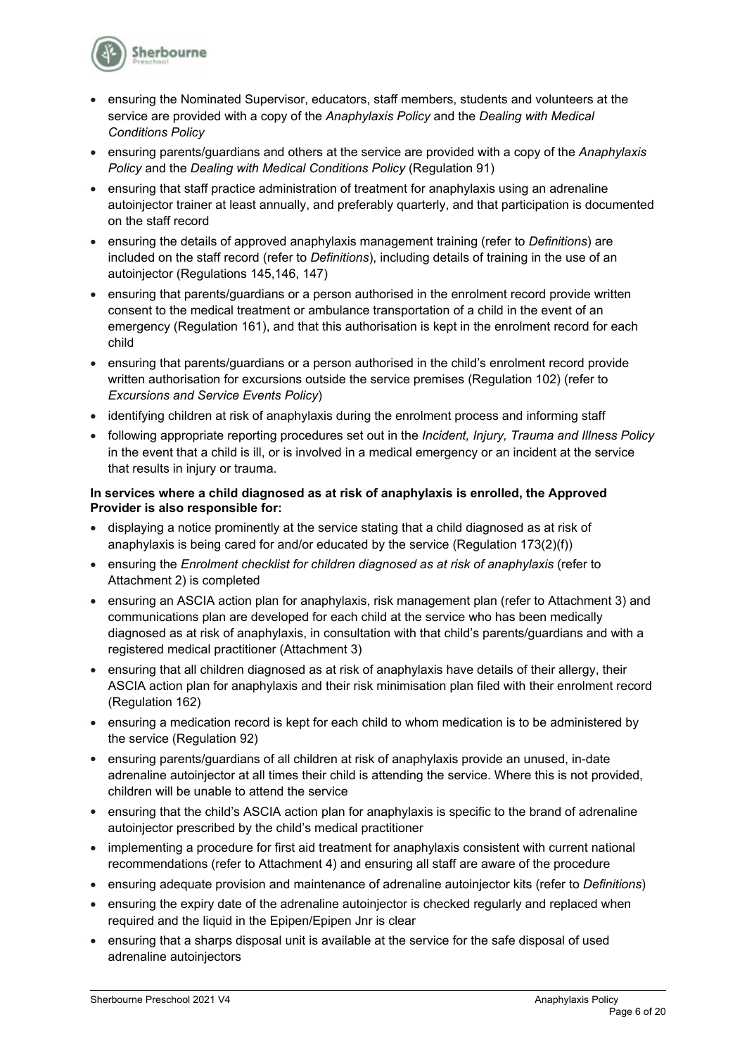- ensuring the Nominated Supervisor, educators, staff members, students and volunteers at the service are provided with a copy of the *Anaphylaxis Policy* and the *Dealing with Medical Conditions Policy*
- ensuring parents/guardians and others at the service are provided with a copy of the *Anaphylaxis Policy* and the *Dealing with Medical Conditions Policy* (Regulation 91)
- ensuring that staff practice administration of treatment for anaphylaxis using an adrenaline autoinjector trainer at least annually, and preferably quarterly, and that participation is documented on the staff record
- ensuring the details of approved anaphylaxis management training (refer to *Definitions*) are included on the staff record (refer to *Definitions*), including details of training in the use of an autoinjector (Regulations 145,146, 147)
- ensuring that parents/guardians or a person authorised in the enrolment record provide written consent to the medical treatment or ambulance transportation of a child in the event of an emergency (Regulation 161), and that this authorisation is kept in the enrolment record for each child
- ensuring that parents/guardians or a person authorised in the child's enrolment record provide written authorisation for excursions outside the service premises (Regulation 102) (refer to *Excursions and Service Events Policy*)
- identifying children at risk of anaphylaxis during the enrolment process and informing staff
- following appropriate reporting procedures set out in the *Incident, Injury, Trauma and Illness Policy* in the event that a child is ill, or is involved in a medical emergency or an incident at the service that results in injury or trauma.

**In services where a child diagnosed as at risk of anaphylaxis is enrolled, the Approved Provider is also responsible for:**

- displaying a notice prominently at the service stating that a child diagnosed as at risk of anaphylaxis is being cared for and/or educated by the service (Regulation 173(2)(f))
- ensuring the *Enrolment checklist for children diagnosed as at risk of anaphylaxis* (refer to Attachment 2) is completed
- ensuring an ASCIA action plan for anaphylaxis, risk management plan (refer to Attachment 3) and communications plan are developed for each child at the service who has been medically diagnosed as at risk of anaphylaxis, in consultation with that child's parents/guardians and with a registered medical practitioner (Attachment 3)
- ensuring that all children diagnosed as at risk of anaphylaxis have details of their allergy, their ASCIA action plan for anaphylaxis and their risk minimisation plan filed with their enrolment record (Regulation 162)
- ensuring a medication record is kept for each child to whom medication is to be administered by the service (Regulation 92)
- ensuring parents/guardians of all children at risk of anaphylaxis provide an unused, in-date adrenaline autoinjector at all times their child is attending the service. Where this is not provided, children will be unable to attend the service
- ensuring that the child's ASCIA action plan for anaphylaxis is specific to the brand of adrenaline autoinjector prescribed by the child's medical practitioner
- implementing a procedure for first aid treatment for anaphylaxis consistent with current national recommendations (refer to Attachment 4) and ensuring all staff are aware of the procedure
- ensuring adequate provision and maintenance of adrenaline autoinjector kits (refer to *Definitions*)
- ensuring the expiry date of the adrenaline autoinjector is checked regularly and replaced when required and the liquid in the Epipen/Epipen Jnr is clear
- ensuring that a sharps disposal unit is available at the service for the safe disposal of used adrenaline autoinjectors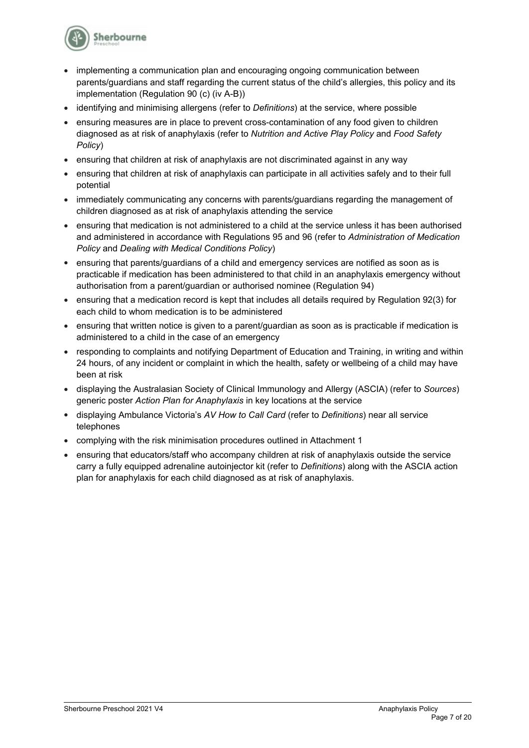- implementing a communication plan and encouraging ongoing communication between parents/guardians and staff regarding the current status of the child's allergies, this policy and its implementation (Regulation 90 (c) (iv A-B))
- identifying and minimising allergens (refer to *Definitions*) at the service, where possible
- ensuring measures are in place to prevent cross-contamination of any food given to children diagnosed as at risk of anaphylaxis (refer to *Nutrition and Active Play Policy* and *Food Safety Policy*)
- ensuring that children at risk of anaphylaxis are not discriminated against in any way
- ensuring that children at risk of anaphylaxis can participate in all activities safely and to their full potential
- immediately communicating any concerns with parents/guardians regarding the management of children diagnosed as at risk of anaphylaxis attending the service
- ensuring that medication is not administered to a child at the service unless it has been authorised and administered in accordance with Regulations 95 and 96 (refer to *Administration of Medication Policy* and *Dealing with Medical Conditions Policy*)
- ensuring that parents/guardians of a child and emergency services are notified as soon as is practicable if medication has been administered to that child in an anaphylaxis emergency without authorisation from a parent/guardian or authorised nominee (Regulation 94)
- ensuring that a medication record is kept that includes all details required by Regulation 92(3) for each child to whom medication is to be administered
- ensuring that written notice is given to a parent/guardian as soon as is practicable if medication is administered to a child in the case of an emergency
- responding to complaints and notifying Department of Education and Training, in writing and within 24 hours, of any incident or complaint in which the health, safety or wellbeing of a child may have been at risk
- displaying the Australasian Society of Clinical Immunology and Allergy (ASCIA) (refer to *Sources*) generic poster *Action Plan for Anaphylaxis* in key locations at the service
- displaying Ambulance Victoria's *AV How to Call Card* (refer to *Definitions*) near all service telephones
- complying with the risk minimisation procedures outlined in Attachment 1
- ensuring that educators/staff who accompany children at risk of anaphylaxis outside the service carry a fully equipped adrenaline autoinjector kit (refer to *Definitions*) along with the ASCIA action plan for anaphylaxis for each child diagnosed as at risk of anaphylaxis.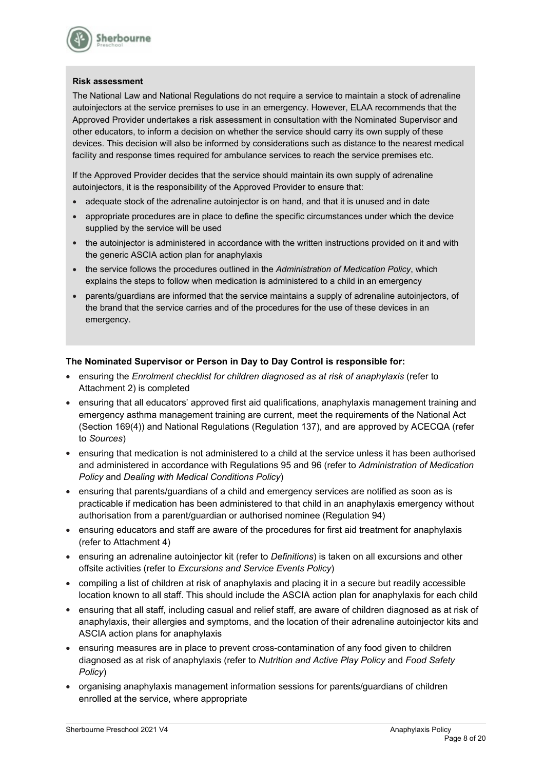**Risk assessment**

The National Law and National Regulations do not require a service to maintain a stock of adrenaline autoinjectors at the service premises to use in an emergency. However, ELAA recommends that the Approved Provider undertakes a risk assessment in consultation with the Nominated Supervisor and other educators, to inform a decision on whether the service should carry its own supply of these devices. This decision will also be informed by considerations such as distance to the nearest medical facility and response times required for ambulance services to reach the service premises etc.

If the Approved Provider decides that the service should maintain its own supply of adrenaline autoinjectors, it is the responsibility of the Approved Provider to ensure that:

- adequate stock of the adrenaline autoinjector is on hand, and that it is unused and in date
- appropriate procedures are in place to define the specific circumstances under which the device supplied by the service will be used
- the autoinjector is administered in accordance with the written instructions provided on it and with the generic ASCIA action plan for anaphylaxis
- the service follows the procedures outlined in the *Administration of Medication Policy*, which explains the steps to follow when medication is administered to a child in an emergency
- parents/guardians are informed that the service maintains a supply of adrenaline autoinjectors, of the brand that the service carries and of the procedures for the use of these devices in an emergency.

**The Nominated Supervisor or Person in Day to Day Control is responsible for:**

- ensuring the *Enrolment checklist for children diagnosed as at risk of anaphylaxis* (refer to Attachment 2) is completed
- ensuring that all educators' approved first aid qualifications, anaphylaxis management training and emergency asthma management training are current, meet the requirements of the National Act (Section 169(4)) and National Regulations (Regulation 137), and are approved by ACECQA (refer to *Sources*)
- ensuring that medication is not administered to a child at the service unless it has been authorised and administered in accordance with Regulations 95 and 96 (refer to *Administration of Medication Policy* and *Dealing with Medical Conditions Policy*)
- ensuring that parents/guardians of a child and emergency services are notified as soon as is practicable if medication has been administered to that child in an anaphylaxis emergency without authorisation from a parent/guardian or authorised nominee (Regulation 94)
- ensuring educators and staff are aware of the procedures for first aid treatment for anaphylaxis (refer to Attachment 4)
- ensuring an adrenaline autoinjector kit (refer to *Definitions*) is taken on all excursions and other offsite activities (refer to *Excursions and Service Events Policy*)
- compiling a list of children at risk of anaphylaxis and placing it in a secure but readily accessible location known to all staff. This should include the ASCIA action plan for anaphylaxis for each child
- ensuring that all staff, including casual and relief staff, are aware of children diagnosed as at risk of anaphylaxis, their allergies and symptoms, and the location of their adrenaline autoinjector kits and ASCIA action plans for anaphylaxis
- ensuring measures are in place to prevent cross-contamination of any food given to children diagnosed as at risk of anaphylaxis (refer to *Nutrition and Active Play Policy* and *Food Safety Policy*)
- organising anaphylaxis management information sessions for parents/guardians of children enrolled at the service, where appropriate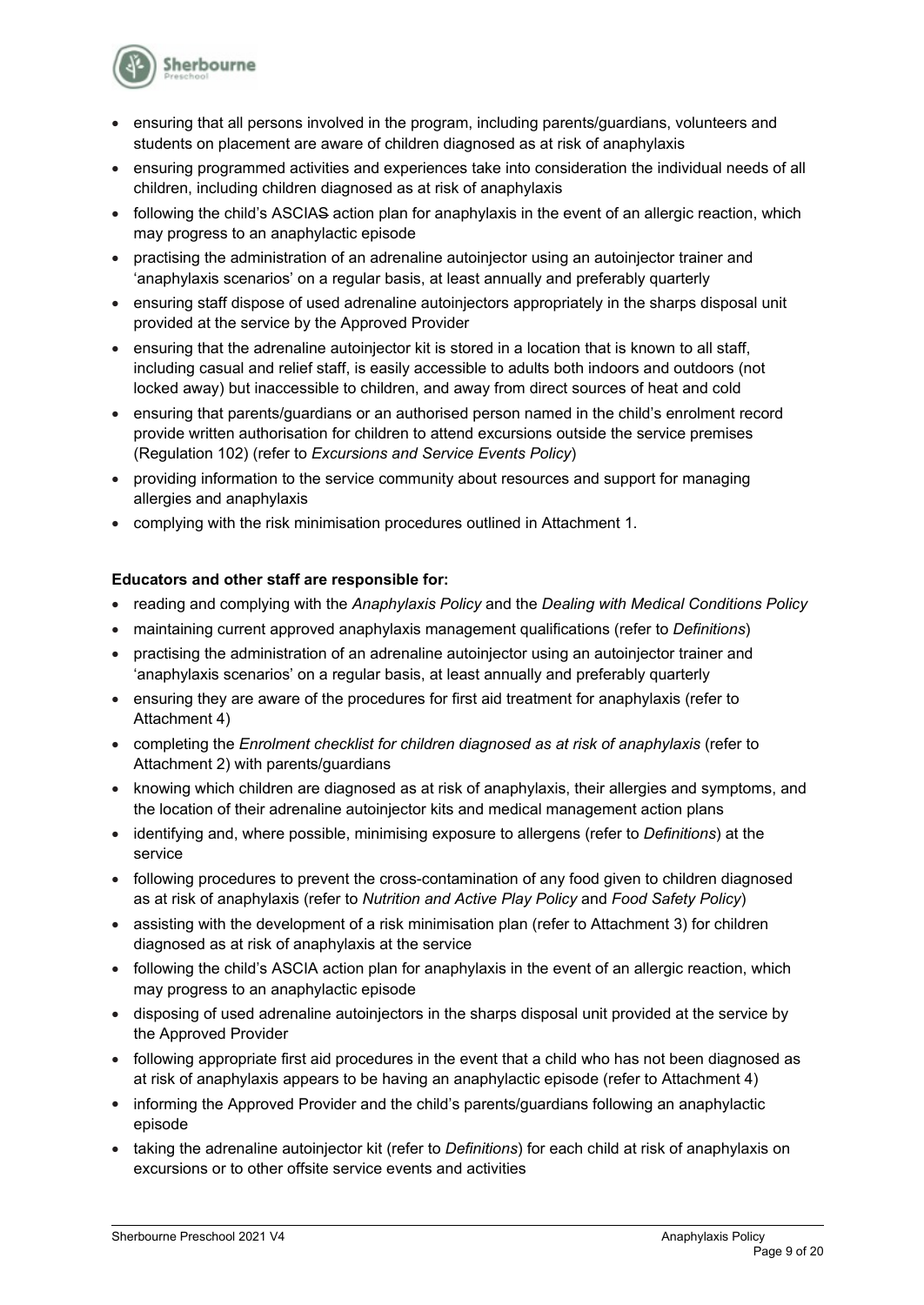- ensuring that all persons involved in the program, including parents/guardians, volunteers and students on placement are aware of children diagnosed as at risk of anaphylaxis
- ensuring programmed activities and experiences take into consideration the individual needs of all children, including children diagnosed as at risk of anaphylaxis
- following the child's ASCIAS action plan for anaphylaxis in the event of an allergic reaction, which may progress to an anaphylactic episode
- practising the administration of an adrenaline autoinjector using an autoinjector trainer and 'anaphylaxis scenarios' on a regular basis, at least annually and preferably quarterly
- ensuring staff dispose of used adrenaline autoinjectors appropriately in the sharps disposal unit provided at the service by the Approved Provider
- ensuring that the adrenaline autoinjector kit is stored in a location that is known to all staff, including casual and relief staff, is easily accessible to adults both indoors and outdoors (not locked away) but inaccessible to children, and away from direct sources of heat and cold
- ensuring that parents/guardians or an authorised person named in the child's enrolment record provide written authorisation for children to attend excursions outside the service premises (Regulation 102) (refer to *Excursions and Service Events Policy*)
- providing information to the service community about resources and support for managing allergies and anaphylaxis
- complying with the risk minimisation procedures outlined in Attachment 1.

**Educators and other staff are responsible for:**

- reading and complying with the *Anaphylaxis Policy* and the *Dealing with Medical Conditions Policy*
- maintaining current approved anaphylaxis management qualifications (refer to *Definitions*)
- practising the administration of an adrenaline autoinjector using an autoinjector trainer and 'anaphylaxis scenarios' on a regular basis, at least annually and preferably quarterly
- ensuring they are aware of the procedures for first aid treatment for anaphylaxis (refer to Attachment 4)
- completing the *Enrolment checklist for children diagnosed as at risk of anaphylaxis* (refer to Attachment 2) with parents/guardians
- knowing which children are diagnosed as at risk of anaphylaxis, their allergies and symptoms, and the location of their adrenaline autoinjector kits and medical management action plans
- identifying and, where possible, minimising exposure to allergens (refer to *Definitions*) at the service
- following procedures to prevent the cross-contamination of any food given to children diagnosed as at risk of anaphylaxis (refer to *Nutrition and Active Play Policy* and *Food Safety Policy*)
- assisting with the development of a risk minimisation plan (refer to Attachment 3) for children diagnosed as at risk of anaphylaxis at the service
- following the child's ASCIA action plan for anaphylaxis in the event of an allergic reaction, which may progress to an anaphylactic episode
- disposing of used adrenaline autoinjectors in the sharps disposal unit provided at the service by the Approved Provider
- following appropriate first aid procedures in the event that a child who has not been diagnosed as at risk of anaphylaxis appears to be having an anaphylactic episode (refer to Attachment 4)
- informing the Approved Provider and the child's parents/guardians following an anaphylactic episode
- taking the adrenaline autoinjector kit (refer to *Definitions*) for each child at risk of anaphylaxis on excursions or to other offsite service events and activities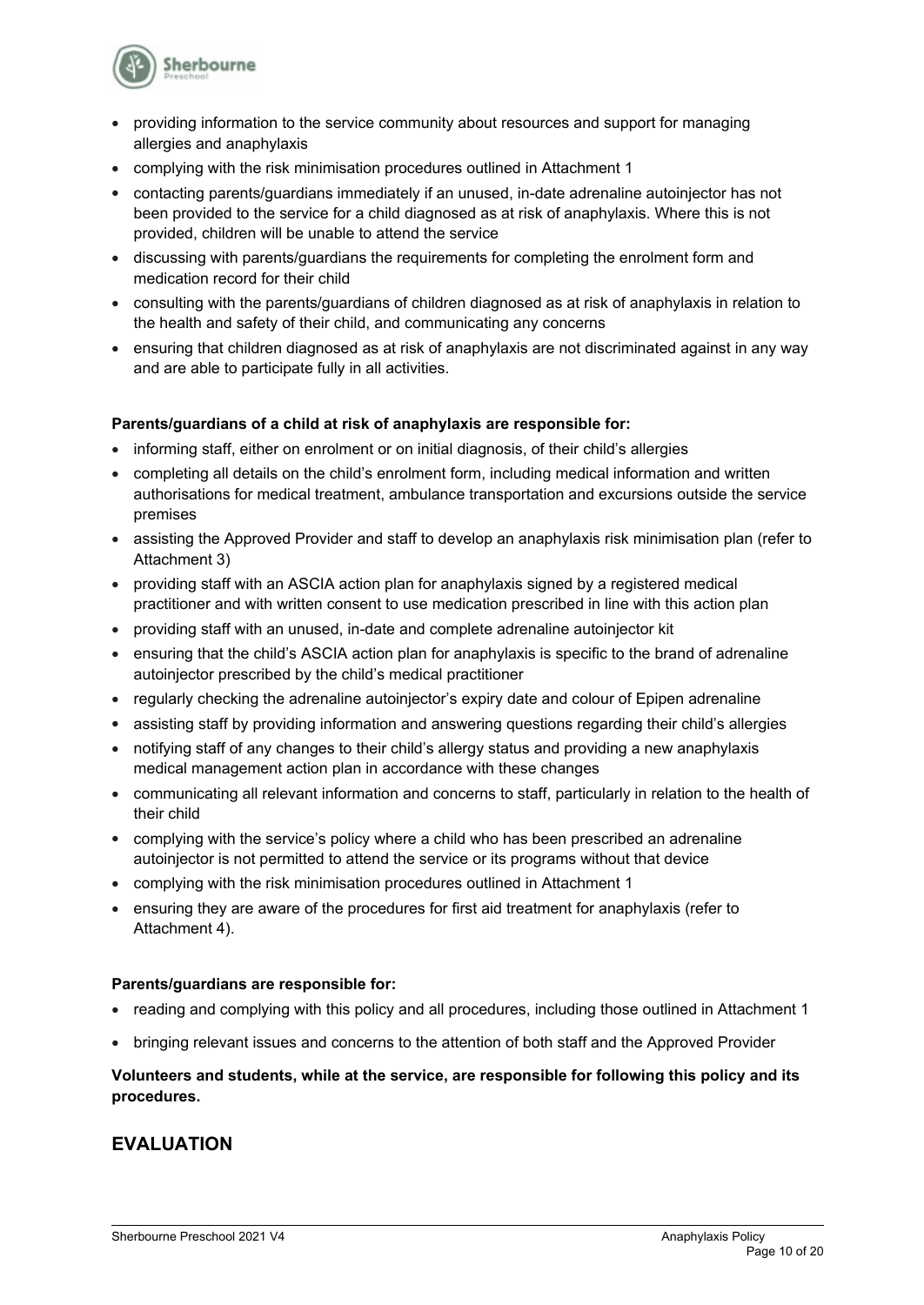- providing information to the service community about resources and support for managing allergies and anaphylaxis
- complying with the risk minimisation procedures outlined in Attachment 1
- contacting parents/guardians immediately if an unused, in-date adrenaline autoinjector has not been provided to the service for a child diagnosed as at risk of anaphylaxis. Where this is not provided, children will be unable to attend the service
- discussing with parents/guardians the requirements for completing the enrolment form and medication record for their child
- consulting with the parents/guardians of children diagnosed as at risk of anaphylaxis in relation to the health and safety of their child, and communicating any concerns
- ensuring that children diagnosed as at risk of anaphylaxis are not discriminated against in any way and are able to participate fully in all activities.

**Parents/guardians of a child at risk of anaphylaxis are responsible for:**

- informing staff, either on enrolment or on initial diagnosis, of their child's allergies
- completing all details on the child's enrolment form, including medical information and written authorisations for medical treatment, ambulance transportation and excursions outside the service premises
- assisting the Approved Provider and staff to develop an anaphylaxis risk minimisation plan (refer to Attachment 3)
- providing staff with an ASCIA action plan for anaphylaxis signed by a registered medical practitioner and with written consent to use medication prescribed in line with this action plan
- providing staff with an unused, in-date and complete adrenaline autoinjector kit
- ensuring that the child's ASCIA action plan for anaphylaxis is specific to the brand of adrenaline autoinjector prescribed by the child's medical practitioner
- regularly checking the adrenaline autoinjector's expiry date and colour of Epipen adrenaline
- assisting staff by providing information and answering questions regarding their child's allergies
- notifying staff of any changes to their child's allergy status and providing a new anaphylaxis medical management action plan in accordance with these changes
- communicating all relevant information and concerns to staff, particularly in relation to the health of their child
- complying with the service's policy where a child who has been prescribed an adrenaline autoinjector is not permitted to attend the service or its programs without that device
- complying with the risk minimisation procedures outlined in Attachment 1
- ensuring they are aware of the procedures for first aid treatment for anaphylaxis (refer to Attachment 4).

**Parents/guardians are responsible for:**

- reading and complying with this policy and all procedures, including those outlined in Attachment 1
- bringing relevant issues and concerns to the attention of both staff and the Approved Provider

**Volunteers and students, while at the service, are responsible for following this policy and its procedures.**

## EVALUATION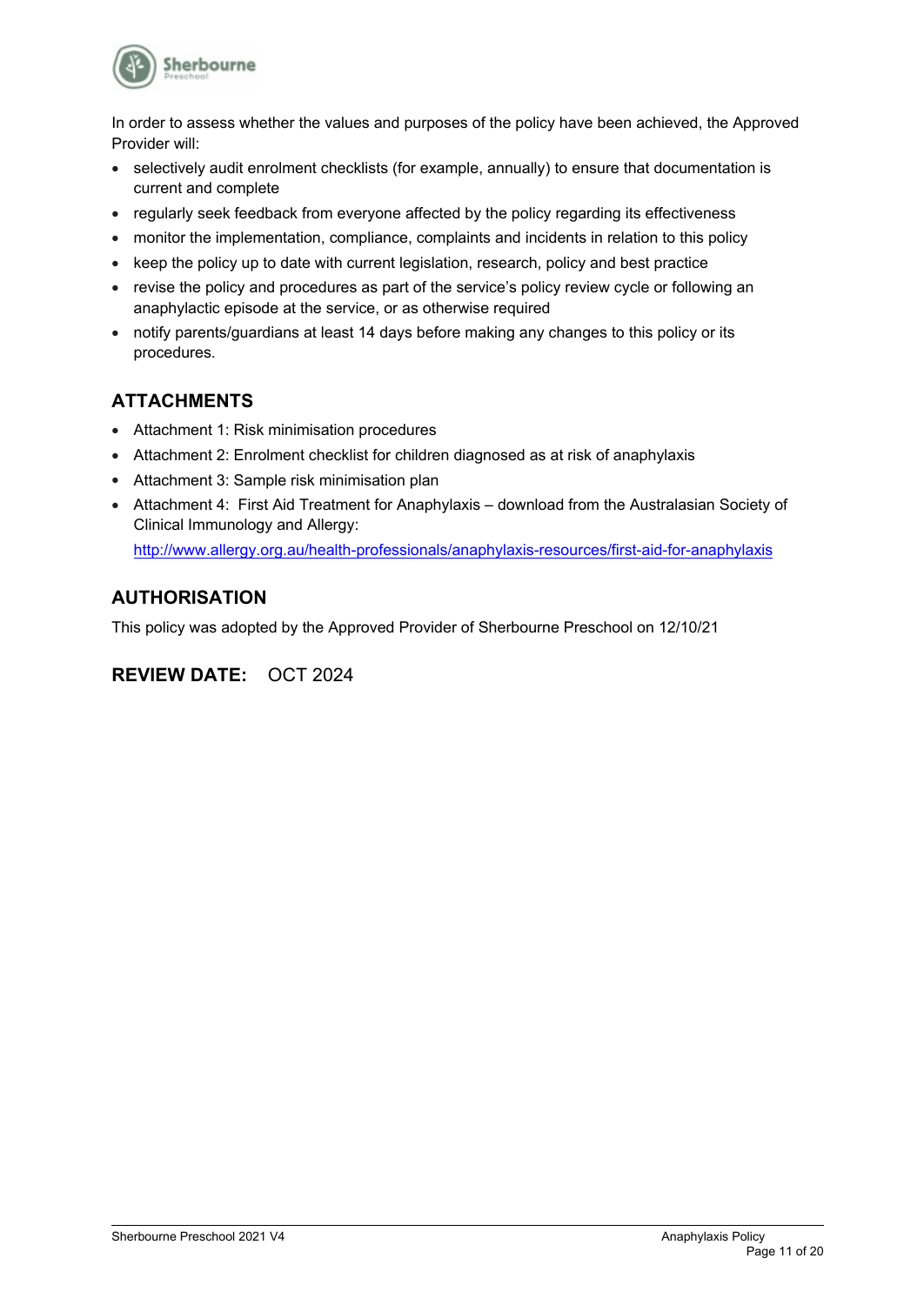In order to assess whether the values and purposes of the policy have been achieved, the Approved Provider will:

- selectively audit enrolment checklists (for example, annually) to ensure that documentation is current and complete
- regularly seek feedback from everyone affected by the policy regarding its effectiveness
- monitor the implementation, compliance, complaints and incidents in relation to this policy
- keep the policy up to date with current legislation, research, policy and best practice
- revise the policy and procedures as part of the service's policy review cycle or following an anaphylactic episode at the service, or as otherwise required
- notify parents/guardians at least 14 days before making any changes to this policy or its procedures.

## ATTACHMENTS

- Attachment 1: Risk minimisation procedures
- Attachment 2: Enrolment checklist for children diagnosed as at risk of anaphylaxis
- Attachment 3: Sample risk minimisation plan
- Attachment 4: First Aid Treatment for Anaphylaxis – download from the Australasian Society of Clinical Immunology and Allergy: http://www.allergy.org.au/health-professionals/anaphylaxis-resources/first-aid-for-anaphylaxis

## AUTHORISATION

This policy was adopted by the Approved Provider of Sherbourne Preschool on 12/10/21

## REVIEW DATE: OCT 2024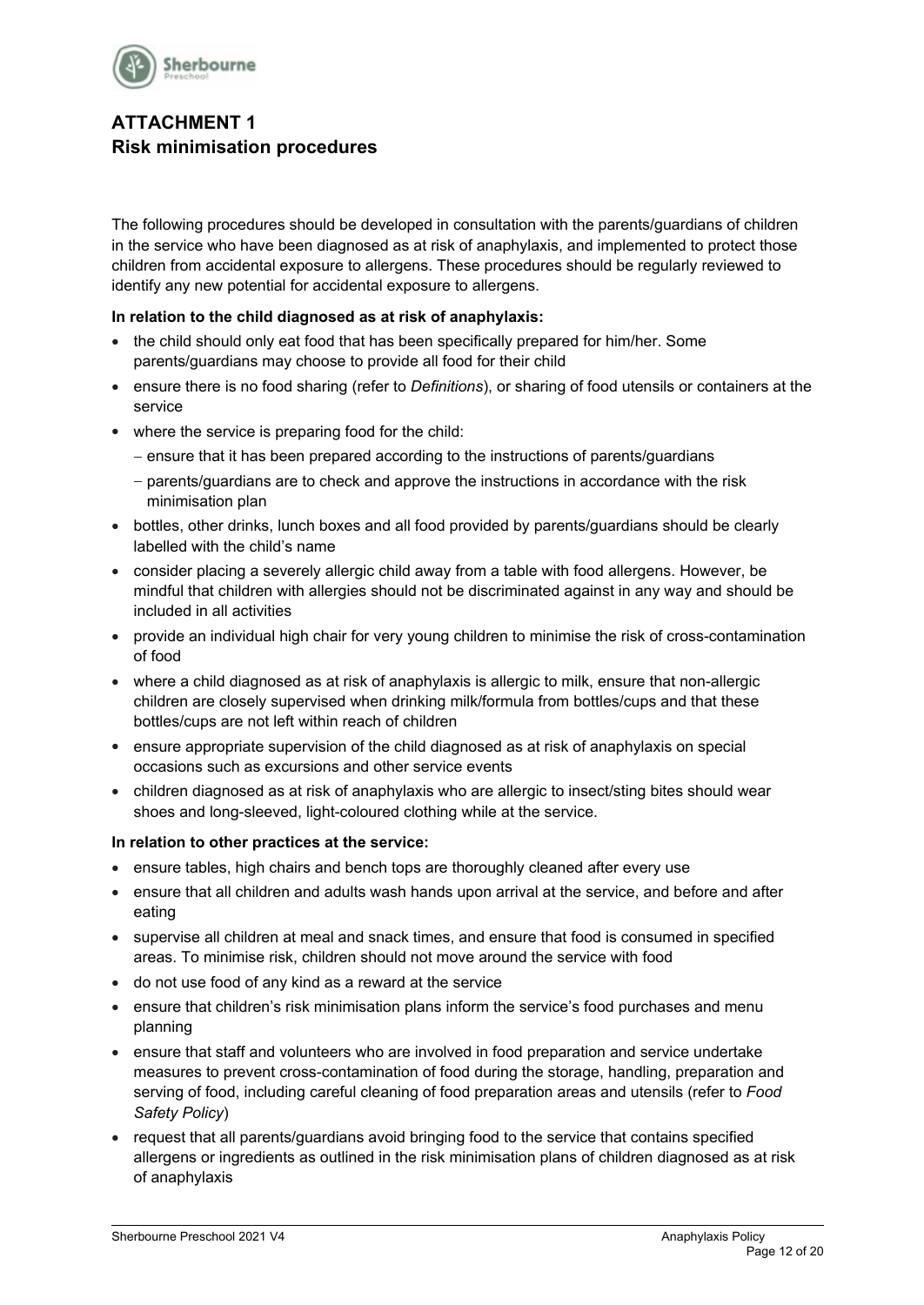## ATTACHMENT 1
## Risk minimisation procedures

The following procedures should be developed in consultation with the parents/guardians of children in the service who have been diagnosed as at risk of anaphylaxis, and implemented to protect those children from accidental exposure to allergens. These procedures should be regularly reviewed to identify any new potential for accidental exposure to allergens.

**In relation to the child diagnosed as at risk of anaphylaxis:**

- the child should only eat food that has been specifically prepared for him/her. Some parents/guardians may choose to provide all food for their child
- ensure there is no food sharing (refer to *Definitions*), or sharing of food utensils or containers at the service
- where the service is preparing food for the child:
  - ensure that it has been prepared according to the instructions of parents/guardians
  - parents/guardians are to check and approve the instructions in accordance with the risk minimisation plan
- bottles, other drinks, lunch boxes and all food provided by parents/guardians should be clearly labelled with the child's name
- consider placing a severely allergic child away from a table with food allergens. However, be mindful that children with allergies should not be discriminated against in any way and should be included in all activities
- provide an individual high chair for very young children to minimise the risk of cross-contamination of food
- where a child diagnosed as at risk of anaphylaxis is allergic to milk, ensure that non-allergic children are closely supervised when drinking milk/formula from bottles/cups and that these bottles/cups are not left within reach of children
- ensure appropriate supervision of the child diagnosed as at risk of anaphylaxis on special occasions such as excursions and other service events
- children diagnosed as at risk of anaphylaxis who are allergic to insect/sting bites should wear shoes and long-sleeved, light-coloured clothing while at the service.

**In relation to other practices at the service:**

- ensure tables, high chairs and bench tops are thoroughly cleaned after every use
- ensure that all children and adults wash hands upon arrival at the service, and before and after eating
- supervise all children at meal and snack times, and ensure that food is consumed in specified areas. To minimise risk, children should not move around the service with food
- do not use food of any kind as a reward at the service
- ensure that children's risk minimisation plans inform the service's food purchases and menu planning
- ensure that staff and volunteers who are involved in food preparation and service undertake measures to prevent cross-contamination of food during the storage, handling, preparation and serving of food, including careful cleaning of food preparation areas and utensils (refer to *Food Safety Policy*)
- request that all parents/guardians avoid bringing food to the service that contains specified allergens or ingredients as outlined in the risk minimisation plans of children diagnosed as at risk of anaphylaxis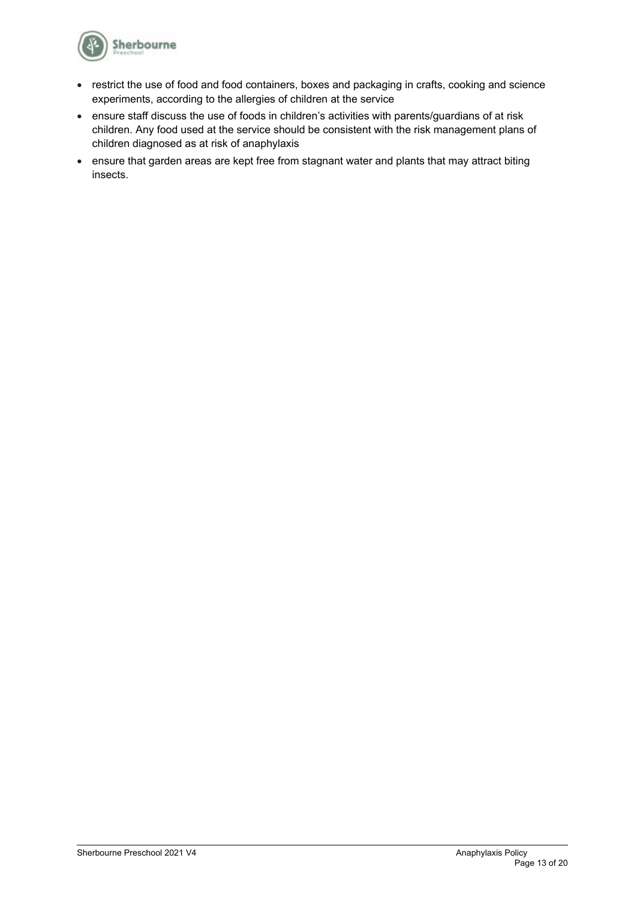- restrict the use of food and food containers, boxes and packaging in crafts, cooking and science experiments, according to the allergies of children at the service
- ensure staff discuss the use of foods in children's activities with parents/guardians of at risk children. Any food used at the service should be consistent with the risk management plans of children diagnosed as at risk of anaphylaxis
- ensure that garden areas are kept free from stagnant water and plants that may attract biting insects.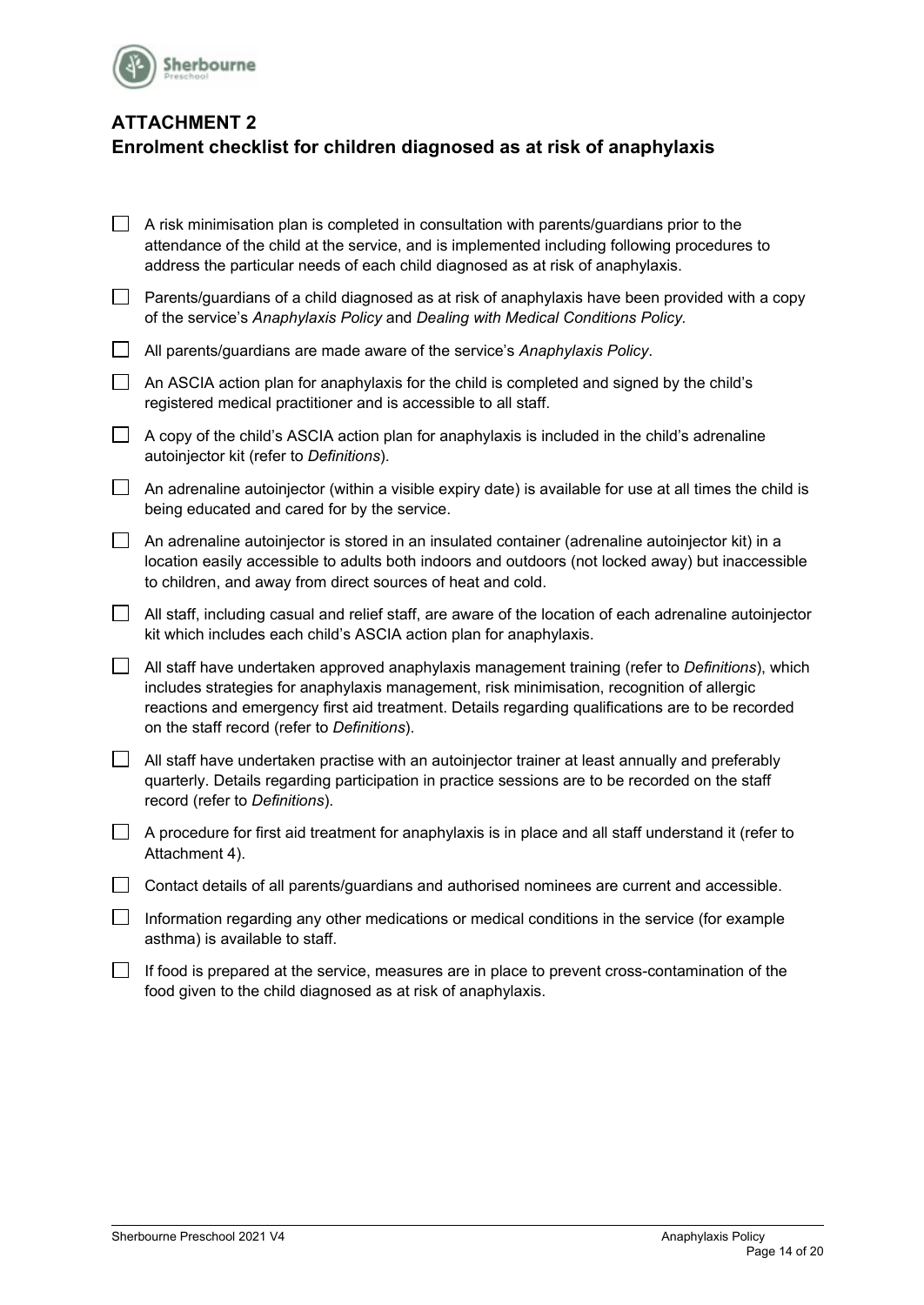## ATTACHMENT 2
## Enrolment checklist for children diagnosed as at risk of anaphylaxis

- [ ] A risk minimisation plan is completed in consultation with parents/guardians prior to the attendance of the child at the service, and is implemented including following procedures to address the particular needs of each child diagnosed as at risk of anaphylaxis.
- [ ] Parents/guardians of a child diagnosed as at risk of anaphylaxis have been provided with a copy of the service's *Anaphylaxis Policy* and *Dealing with Medical Conditions Policy*.
- [ ] All parents/guardians are made aware of the service's *Anaphylaxis Policy*.
- [ ] An ASCIA action plan for anaphylaxis for the child is completed and signed by the child's registered medical practitioner and is accessible to all staff.
- [ ] A copy of the child's ASCIA action plan for anaphylaxis is included in the child's adrenaline autoinjector kit (refer to *Definitions*).
- [ ] An adrenaline autoinjector (within a visible expiry date) is available for use at all times the child is being educated and cared for by the service.
- [ ] An adrenaline autoinjector is stored in an insulated container (adrenaline autoinjector kit) in a location easily accessible to adults both indoors and outdoors (not locked away) but inaccessible to children, and away from direct sources of heat and cold.
- [ ] All staff, including casual and relief staff, are aware of the location of each adrenaline autoinjector kit which includes each child's ASCIA action plan for anaphylaxis.
- [ ] All staff have undertaken approved anaphylaxis management training (refer to *Definitions*), which includes strategies for anaphylaxis management, risk minimisation, recognition of allergic reactions and emergency first aid treatment. Details regarding qualifications are to be recorded on the staff record (refer to *Definitions*).
- [ ] All staff have undertaken practise with an autoinjector trainer at least annually and preferably quarterly. Details regarding participation in practice sessions are to be recorded on the staff record (refer to *Definitions*).
- [ ] A procedure for first aid treatment for anaphylaxis is in place and all staff understand it (refer to Attachment 4).
- [ ] Contact details of all parents/guardians and authorised nominees are current and accessible.
- [ ] Information regarding any other medications or medical conditions in the service (for example asthma) is available to staff.
- [ ] If food is prepared at the service, measures are in place to prevent cross-contamination of the food given to the child diagnosed as at risk of anaphylaxis.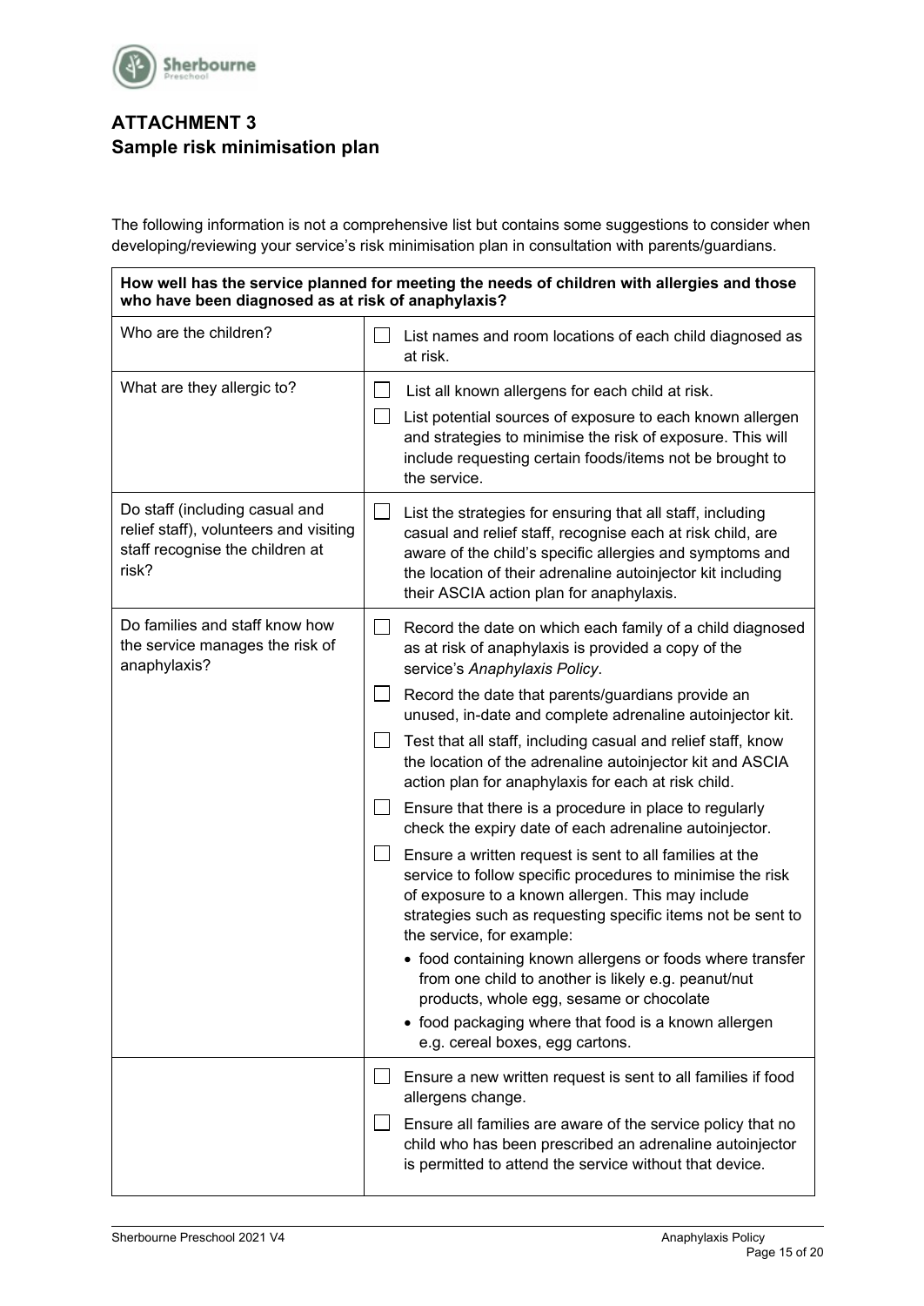## ATTACHMENT 3
## Sample risk minimisation plan

The following information is not a comprehensive list but contains some suggestions to consider when developing/reviewing your service's risk minimisation plan in consultation with parents/guardians.

| **How well has the service planned for meeting the needs of children with allergies and those who have been diagnosed as at risk of anaphylaxis?** | |
|---|---|
| Who are the children? | ☐ List names and room locations of each child diagnosed as at risk. |
| What are they allergic to? | ☐ List all known allergens for each child at risk.<br>☐ List potential sources of exposure to each known allergen and strategies to minimise the risk of exposure. This will include requesting certain foods/items not be brought to the service. |
| Do staff (including casual and relief staff), volunteers and visiting staff recognise the children at risk? | ☐ List the strategies for ensuring that all staff, including casual and relief staff, recognise each at risk child, are aware of the child's specific allergies and symptoms and the location of their adrenaline autoinjector kit including their ASCIA action plan for anaphylaxis. |
| Do families and staff know how the service manages the risk of anaphylaxis? | ☐ Record the date on which each family of a child diagnosed as at risk of anaphylaxis is provided a copy of the service's *Anaphylaxis Policy*.<br>☐ Record the date that parents/guardians provide an unused, in-date and complete adrenaline autoinjector kit.<br>☐ Test that all staff, including casual and relief staff, know the location of the adrenaline autoinjector kit and ASCIA action plan for anaphylaxis for each at risk child.<br>☐ Ensure that there is a procedure in place to regularly check the expiry date of each adrenaline autoinjector.<br>☐ Ensure a written request is sent to all families at the service to follow specific procedures to minimise the risk of exposure to a known allergen. This may include strategies such as requesting specific items not be sent to the service, for example:<br>• food containing known allergens or foods where transfer from one child to another is likely e.g. peanut/nut products, whole egg, sesame or chocolate<br>• food packaging where that food is a known allergen e.g. cereal boxes, egg cartons. |
| | ☐ Ensure a new written request is sent to all families if food allergens change.<br>☐ Ensure all families are aware of the service policy that no child who has been prescribed an adrenaline autoinjector is permitted to attend the service without that device. |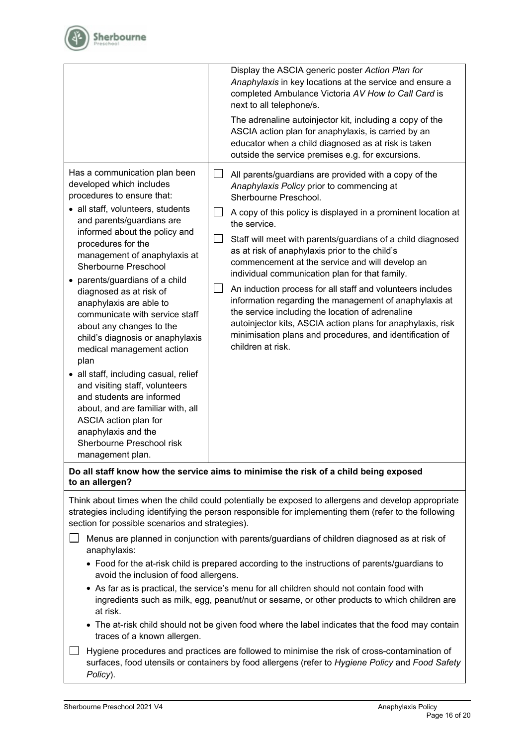| | |
|---|---|
| | Display the ASCIA generic poster *Action Plan for Anaphylaxis* in key locations at the service and ensure a completed Ambulance Victoria *AV How to Call Card* is next to all telephone/s.<br><br>The adrenaline autoinjector kit, including a copy of the ASCIA action plan for anaphylaxis, is carried by an educator when a child diagnosed as at risk is taken outside the service premises e.g. for excursions. |
| Has a communication plan been developed which includes procedures to ensure that:<br>• all staff, volunteers, students and parents/guardians are informed about the policy and procedures for the management of anaphylaxis at Sherbourne Preschool<br>• parents/guardians of a child diagnosed as at risk of anaphylaxis are able to communicate with service staff about any changes to the child's diagnosis or anaphylaxis medical management action plan<br>• all staff, including casual, relief and visiting staff, volunteers and students are informed about, and are familiar with, all ASCIA action plan for anaphylaxis and the Sherbourne Preschool risk management plan. | ☐ All parents/guardians are provided with a copy of the *Anaphylaxis Policy* prior to commencing at Sherbourne Preschool.<br>☐ A copy of this policy is displayed in a prominent location at the service.<br>☐ Staff will meet with parents/guardians of a child diagnosed as at risk of anaphylaxis prior to the child's commencement at the service and will develop an individual communication plan for that family.<br>☐ An induction process for all staff and volunteers includes information regarding the management of anaphylaxis at the service including the location of adrenaline autoinjector kits, ASCIA action plans for anaphylaxis, risk minimisation plans and procedures, and identification of children at risk. |

**Do all staff know how the service aims to minimise the risk of a child being exposed to an allergen?**

Think about times when the child could potentially be exposed to allergens and develop appropriate strategies including identifying the person responsible for implementing them (refer to the following section for possible scenarios and strategies).

☐ Menus are planned in conjunction with parents/guardians of children diagnosed as at risk of anaphylaxis:

- Food for the at-risk child is prepared according to the instructions of parents/guardians to avoid the inclusion of food allergens.
- As far as is practical, the service's menu for all children should not contain food with ingredients such as milk, egg, peanut/nut or sesame, or other products to which children are at risk.
- The at-risk child should not be given food where the label indicates that the food may contain traces of a known allergen.

☐ Hygiene procedures and practices are followed to minimise the risk of cross-contamination of surfaces, food utensils or containers by food allergens (refer to *Hygiene Policy* and *Food Safety Policy*).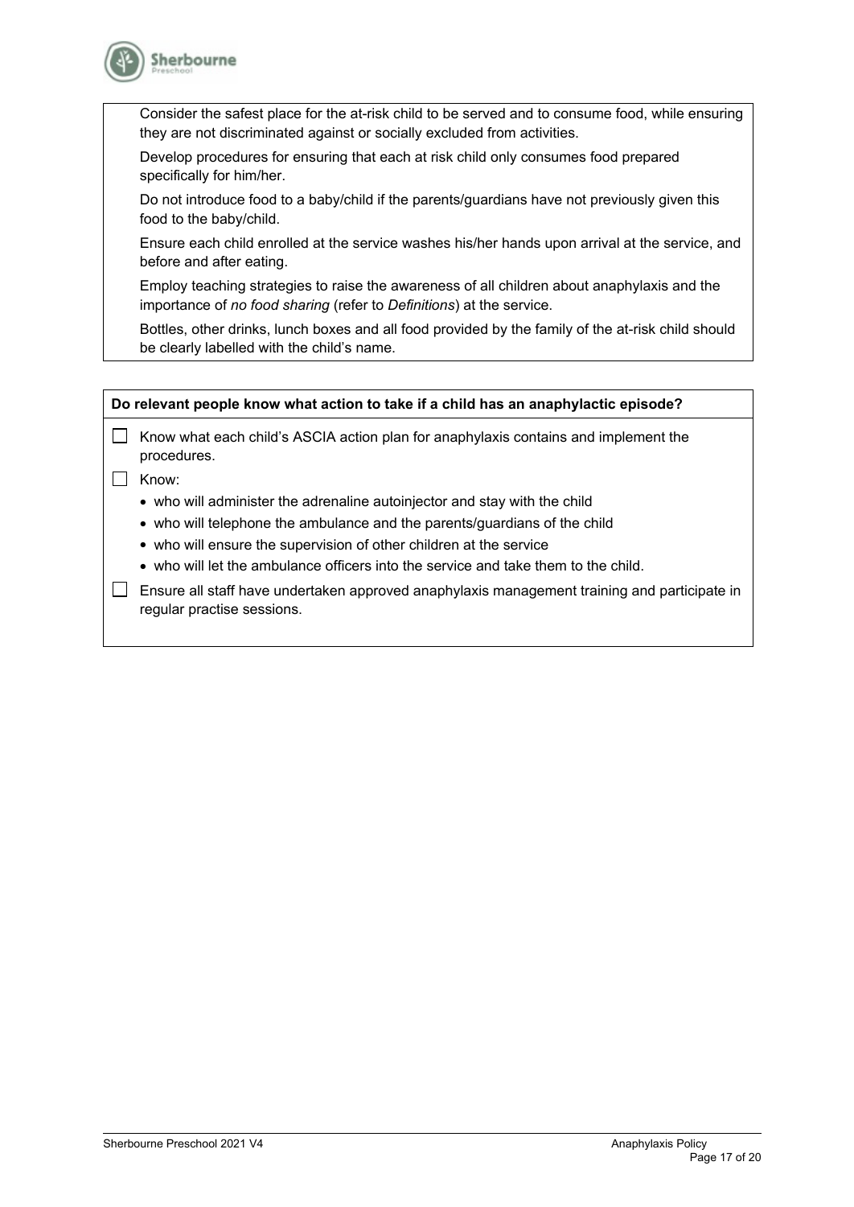Consider the safest place for the at-risk child to be served and to consume food, while ensuring they are not discriminated against or socially excluded from activities.

Develop procedures for ensuring that each at risk child only consumes food prepared specifically for him/her.

Do not introduce food to a baby/child if the parents/guardians have not previously given this food to the baby/child.

Ensure each child enrolled at the service washes his/her hands upon arrival at the service, and before and after eating.

Employ teaching strategies to raise the awareness of all children about anaphylaxis and the importance of *no food sharing* (refer to *Definitions*) at the service.

Bottles, other drinks, lunch boxes and all food provided by the family of the at-risk child should be clearly labelled with the child's name.

**Do relevant people know what action to take if a child has an anaphylactic episode?**

- ☐ Know what each child's ASCIA action plan for anaphylaxis contains and implement the procedures.
- ☐ Know:
  - who will administer the adrenaline autoinjector and stay with the child
  - who will telephone the ambulance and the parents/guardians of the child
  - who will ensure the supervision of other children at the service
  - who will let the ambulance officers into the service and take them to the child.
- ☐ Ensure all staff have undertaken approved anaphylaxis management training and participate in regular practise sessions.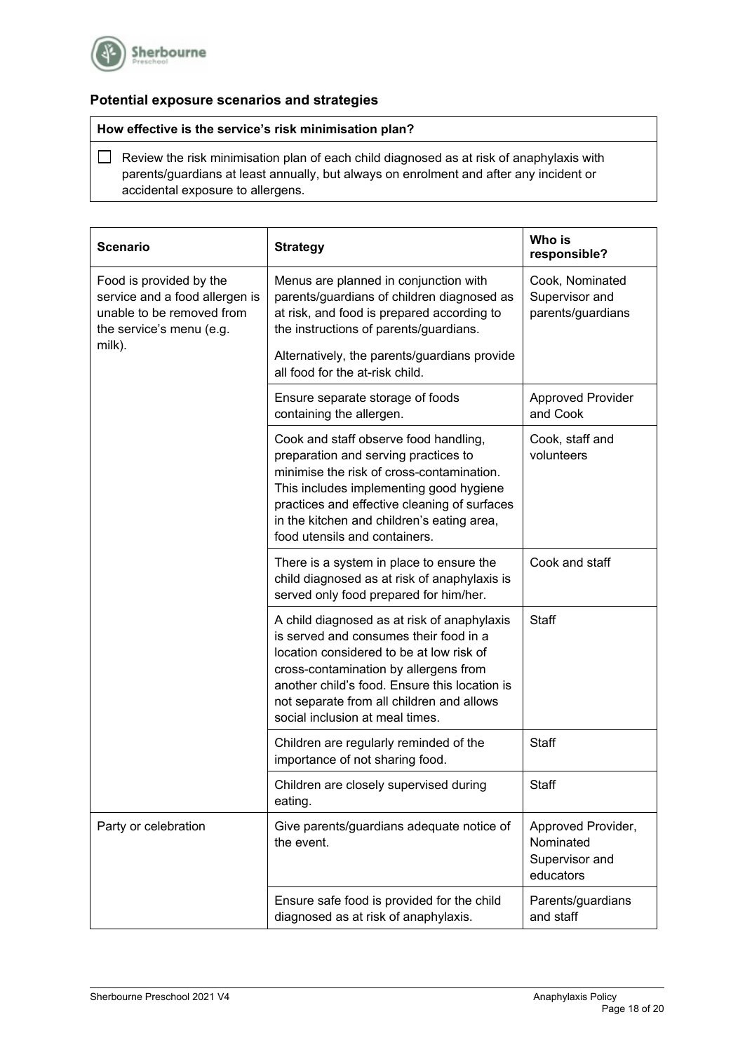### Potential exposure scenarios and strategies

| How effective is the service's risk minimisation plan? |
| --- |
| ☐ Review the risk minimisation plan of each child diagnosed as at risk of anaphylaxis with parents/guardians at least annually, but always on enrolment and after any incident or accidental exposure to allergens. |

| Scenario | Strategy | Who is responsible? |
| --- | --- | --- |
| Food is provided by the service and a food allergen is unable to be removed from the service's menu (e.g. milk). | Menus are planned in conjunction with parents/guardians of children diagnosed as at risk, and food is prepared according to the instructions of parents/guardians.<br><br>Alternatively, the parents/guardians provide all food for the at-risk child. | Cook, Nominated Supervisor and parents/guardians |
| | Ensure separate storage of foods containing the allergen. | Approved Provider and Cook |
| | Cook and staff observe food handling, preparation and serving practices to minimise the risk of cross-contamination. This includes implementing good hygiene practices and effective cleaning of surfaces in the kitchen and children's eating area, food utensils and containers. | Cook, staff and volunteers |
| | There is a system in place to ensure the child diagnosed as at risk of anaphylaxis is served only food prepared for him/her. | Cook and staff |
| | A child diagnosed as at risk of anaphylaxis is served and consumes their food in a location considered to be at low risk of cross-contamination by allergens from another child's food. Ensure this location is not separate from all children and allows social inclusion at meal times. | Staff |
| | Children are regularly reminded of the importance of not sharing food. | Staff |
| | Children are closely supervised during eating. | Staff |
| Party or celebration | Give parents/guardians adequate notice of the event. | Approved Provider, Nominated Supervisor and educators |
| | Ensure safe food is provided for the child diagnosed as at risk of anaphylaxis. | Parents/guardians and staff |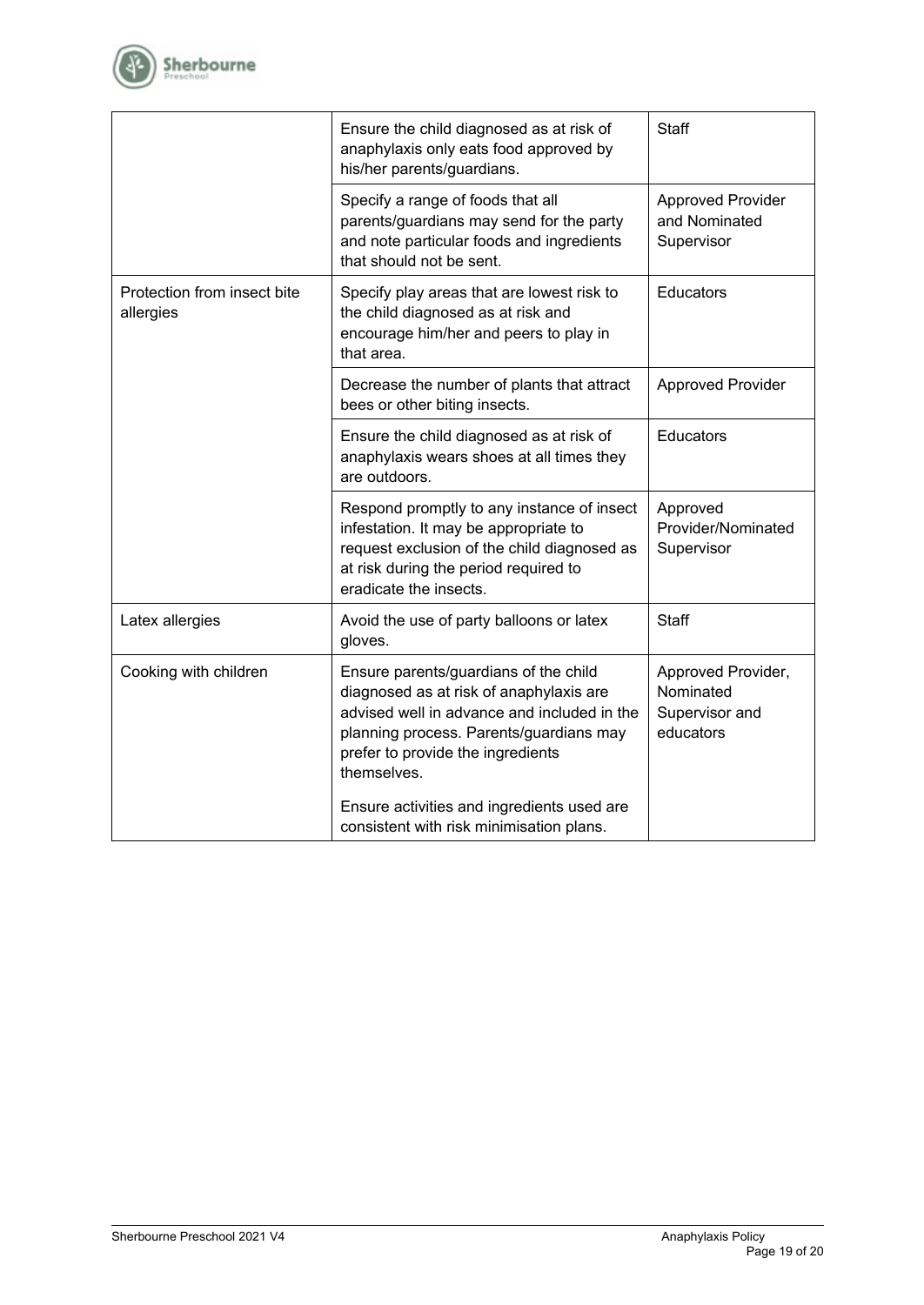| | | |
|---|---|---|
| | Ensure the child diagnosed as at risk of anaphylaxis only eats food approved by his/her parents/guardians. | Staff |
| | Specify a range of foods that all parents/guardians may send for the party and note particular foods and ingredients that should not be sent. | Approved Provider and Nominated Supervisor |
| Protection from insect bite allergies | Specify play areas that are lowest risk to the child diagnosed as at risk and encourage him/her and peers to play in that area. | Educators |
| | Decrease the number of plants that attract bees or other biting insects. | Approved Provider |
| | Ensure the child diagnosed as at risk of anaphylaxis wears shoes at all times they are outdoors. | Educators |
| | Respond promptly to any instance of insect infestation. It may be appropriate to request exclusion of the child diagnosed as at risk during the period required to eradicate the insects. | Approved Provider/Nominated Supervisor |
| Latex allergies | Avoid the use of party balloons or latex gloves. | Staff |
| Cooking with children | Ensure parents/guardians of the child diagnosed as at risk of anaphylaxis are advised well in advance and included in the planning process. Parents/guardians may prefer to provide the ingredients themselves.<br><br>Ensure activities and ingredients used are consistent with risk minimisation plans. | Approved Provider, Nominated Supervisor and educators |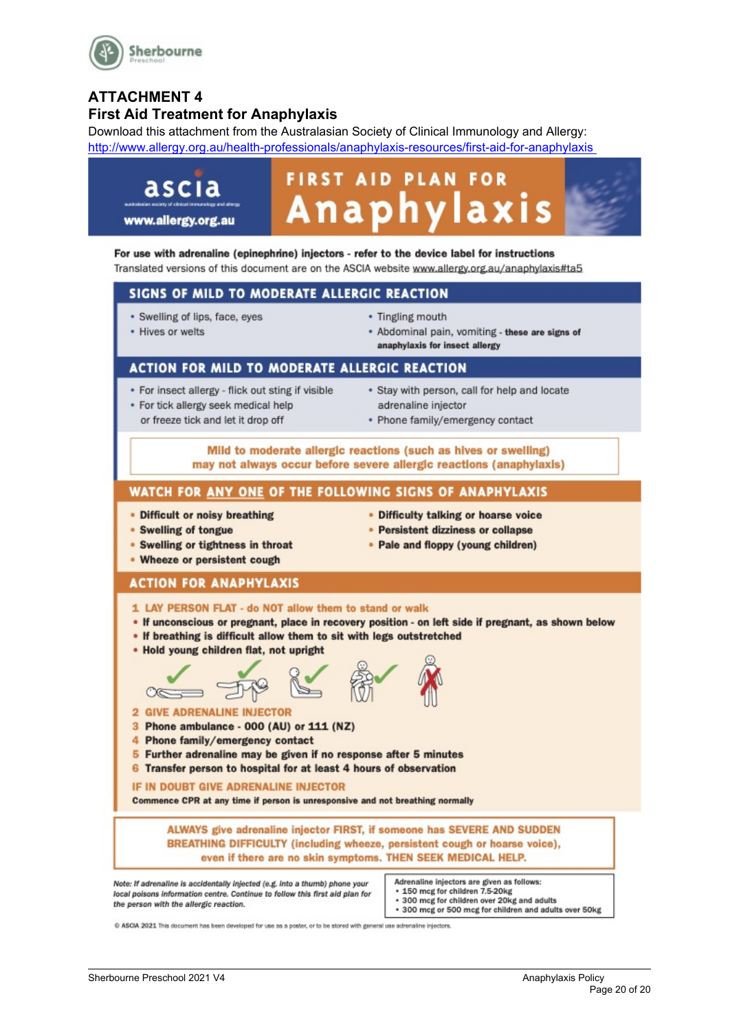# ATTACHMENT 4

## First Aid Treatment for Anaphylaxis

Download this attachment from the Australasian Society of Clinical Immunology and Allergy: http://www.allergy.org.au/health-professionals/anaphylaxis-resources/first-aid-for-anaphylaxis

ascia
australasian society of clinical immunology and allergy
www.allergy.org.au

# FIRST AID PLAN FOR Anaphylaxis

**For use with adrenaline (epinephrine) injectors - refer to the device label for instructions**
Translated versions of this document are on the ASCIA website www.allergy.org.au/anaphylaxis#ta5

## SIGNS OF MILD TO MODERATE ALLERGIC REACTION

- Swelling of lips, face, eyes
- Hives or welts
- Tingling mouth
- Abdominal pain, vomiting - **these are signs of anaphylaxis for insect allergy**

## ACTION FOR MILD TO MODERATE ALLERGIC REACTION

- For insect allergy - flick out sting if visible
- For tick allergy seek medical help or freeze tick and let it drop off
- Stay with person, call for help and locate adrenaline injector
- Phone family/emergency contact

**Mild to moderate allergic reactions (such as hives or swelling) may not always occur before severe allergic reactions (anaphylaxis)**

## WATCH FOR ANY ONE OF THE FOLLOWING SIGNS OF ANAPHYLAXIS

- **Difficult or noisy breathing**
- **Swelling of tongue**
- **Swelling or tightness in throat**
- **Wheeze or persistent cough**
- **Difficulty talking or hoarse voice**
- **Persistent dizziness or collapse**
- **Pale and floppy (young children)**

## ACTION FOR ANAPHYLAXIS

**1 LAY PERSON FLAT - do NOT allow them to stand or walk**

- **If unconscious or pregnant, place in recovery position - on left side if pregnant, as shown below**
- **If breathing is difficult allow them to sit with legs outstretched**
- **Hold young children flat, not upright**

**2 GIVE ADRENALINE INJECTOR**

**3 Phone ambulance - 000 (AU) or 111 (NZ)**

**4 Phone family/emergency contact**

**5 Further adrenaline may be given if no response after 5 minutes**

**6 Transfer person to hospital for at least 4 hours of observation**

**IF IN DOUBT GIVE ADRENALINE INJECTOR**

**Commence CPR at any time if person is unresponsive and not breathing normally**

**ALWAYS give adrenaline injector FIRST, if someone has SEVERE AND SUDDEN BREATHING DIFFICULTY (including wheeze, persistent cough or hoarse voice), even if there are no skin symptoms. THEN SEEK MEDICAL HELP.**

*Note: If adrenaline is accidentally injected (e.g. into a thumb) phone your local poisons information centre. Continue to follow this first aid plan for the person with the allergic reaction.*

Adrenaline injectors are given as follows:
- 150 mcg for children 7.5-20kg
- 300 mcg for children over 20kg and adults
- 300 mcg or 500 mcg for children and adults over 50kg

© ASCIA 2021 This document has been developed for use as a poster, or to be stored with general use adrenaline injectors.